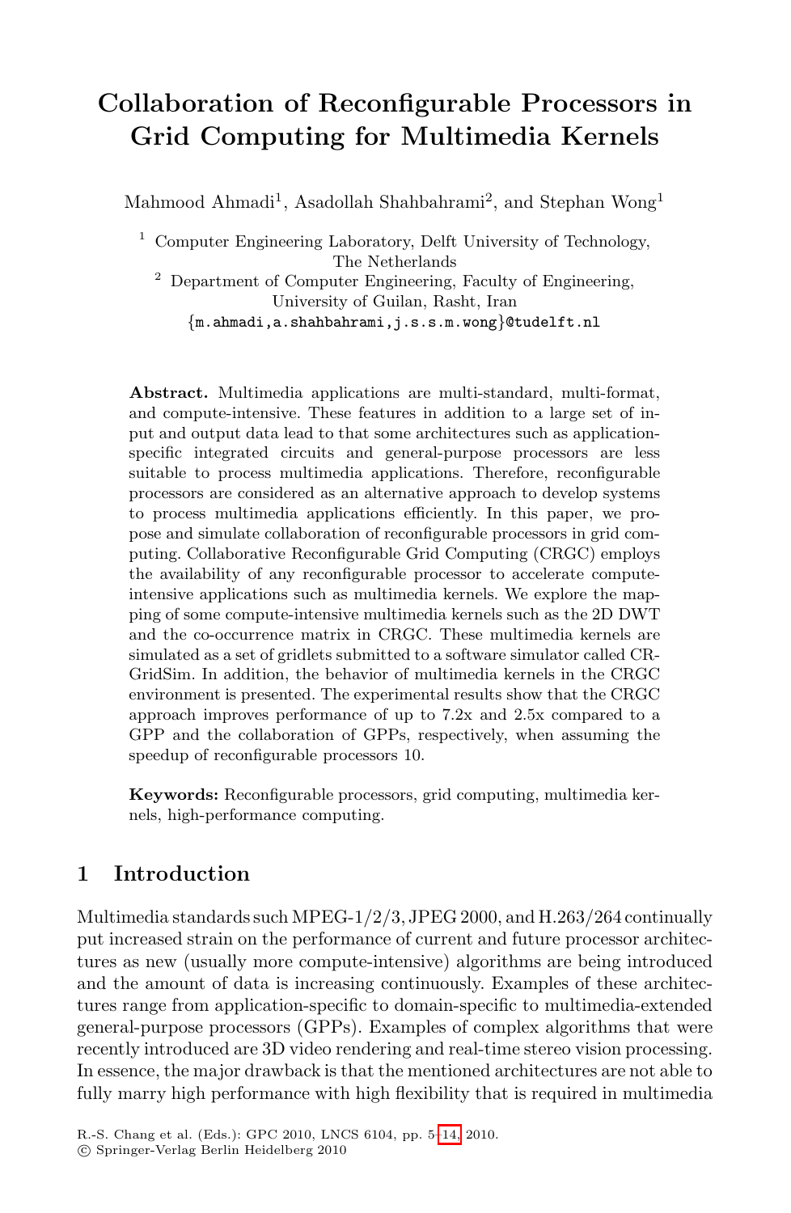# Collaboration of Reconfigurable Processors in Grid Computing for Multimedia Kernels

Mahmood Ahmadi[1], Asadollah Shahbahrami[2], and Stephan Wong[1]

[1] Computer Engineering Laboratory, Delft University of Technology, The Netherlands

[2] Department of Computer Engineering, Faculty of Engineering, University of Guilan, Rasht, Iran

{m.ahmadi,a.shahbahrami,j.s.s.m.wong}@tudelft.nl

**Abstract.** Multimedia applications are multi-standard, multi-format, and compute-intensive. These features in addition to a large set of input and output data lead to that some architectures such as application-specific integrated circuits and general-purpose processors are less suitable to process multimedia applications. Therefore, reconfigurable processors are considered as an alternative approach to develop systems to process multimedia applications efficiently. In this paper, we propose and simulate collaboration of reconfigurable processors in grid computing. Collaborative Reconfigurable Grid Computing (CRGC) employs the availability of any reconfigurable processor to accelerate compute-intensive applications such as multimedia kernels. We explore the mapping of some compute-intensive multimedia kernels such as the 2D DWT and the co-occurrence matrix in CRGC. These multimedia kernels are simulated as a set of gridlets submitted to a software simulator called CR-GridSim. In addition, the behavior of multimedia kernels in the CRGC environment is presented. The experimental results show that the CRGC approach improves performance of up to 7.2x and 2.5x compared to a GPP and the collaboration of GPPs, respectively, when assuming the speedup of reconfigurable processors 10.

**Keywords:** Reconfigurable processors, grid computing, multimedia kernels, high-performance computing.

## 1 Introduction

Multimedia standards such MPEG-1/2/3, JPEG 2000, and H.263/264 continually put increased strain on the performance of current and future processor architectures as new (usually more compute-intensive) algorithms are being introduced and the amount of data is increasing continuously. Examples of these architectures range from application-specific to domain-specific to multimedia-extended general-purpose processors (GPPs). Examples of complex algorithms that were recently introduced are 3D video rendering and real-time stereo vision processing. In essence, the major drawback is that the mentioned architectures are not able to fully marry high performance with high flexibility that is required in multimedia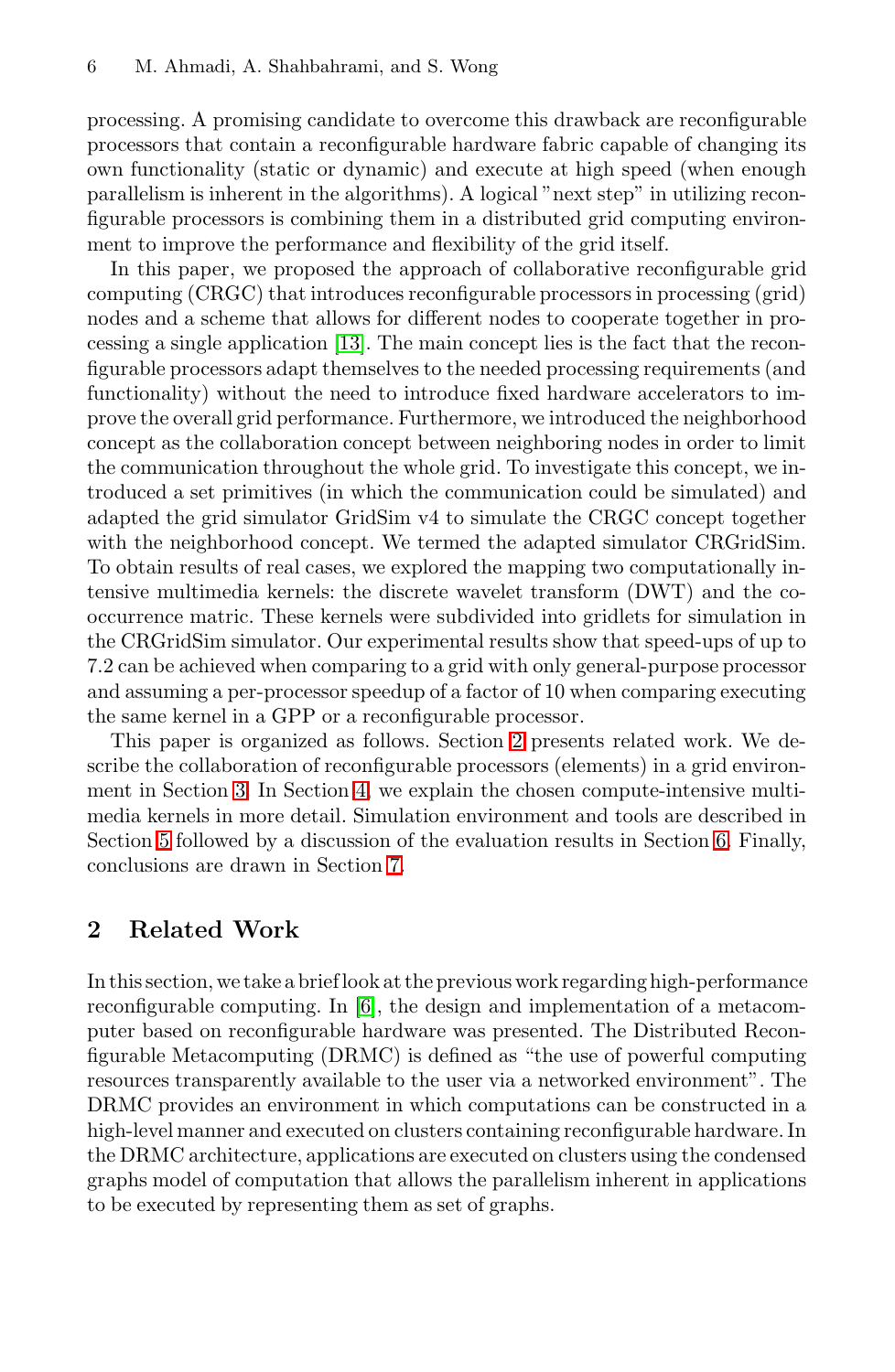processing. A promising candidate to overcome this drawback are reconfigurable processors that contain a reconfigurable hardware fabric capable of changing its own functionality (static or dynamic) and execute at high speed (when enough parallelism is inherent in the algorithms). A logical "next step" in utilizing reconfigurable processors is combining them in a distributed grid computing environment to improve the performance and flexibility of the grid itself.

In this paper, we proposed the approach of collaborative reconfigurable grid computing (CRGC) that introduces reconfigurable processors in processing (grid) nodes and a scheme that allows for different nodes to cooperate together in processing a single application [13]. The main concept lies is the fact that the reconfigurable processors adapt themselves to the needed processing requirements (and functionality) without the need to introduce fixed hardware accelerators to improve the overall grid performance. Furthermore, we introduced the neighborhood concept as the collaboration concept between neighboring nodes in order to limit the communication throughout the whole grid. To investigate this concept, we introduced a set primitives (in which the communication could be simulated) and adapted the grid simulator GridSim v4 to simulate the CRGC concept together with the neighborhood concept. We termed the adapted simulator CRGridSim. To obtain results of real cases, we explored the mapping two computationally intensive multimedia kernels: the discrete wavelet transform (DWT) and the cooccurrence matric. These kernels were subdivided into gridlets for simulation in the CRGridSim simulator. Our experimental results show that speed-ups of up to 7.2 can be achieved when comparing to a grid with only general-purpose processor and assuming a per-processor speedup of a factor of 10 when comparing executing the same kernel in a GPP or a reconfigurable processor.

This paper is organized as follows. Section 2 presents related work. We describe the collaboration of reconfigurable processors (elements) in a grid environment in Section 3. In Section 4, we explain the chosen compute-intensive multimedia kernels in more detail. Simulation environment and tools are described in Section 5 followed by a discussion of the evaluation results in Section 6. Finally, conclusions are drawn in Section 7.

## 2 Related Work

In this section, we take a brief look at the previous work regarding high-performance reconfigurable computing. In [6], the design and implementation of a metacomputer based on reconfigurable hardware was presented. The Distributed Reconfigurable Metacomputing (DRMC) is defined as "the use of powerful computing resources transparently available to the user via a networked environment". The DRMC provides an environment in which computations can be constructed in a high-level manner and executed on clusters containing reconfigurable hardware. In the DRMC architecture, applications are executed on clusters using the condensed graphs model of computation that allows the parallelism inherent in applications to be executed by representing them as set of graphs.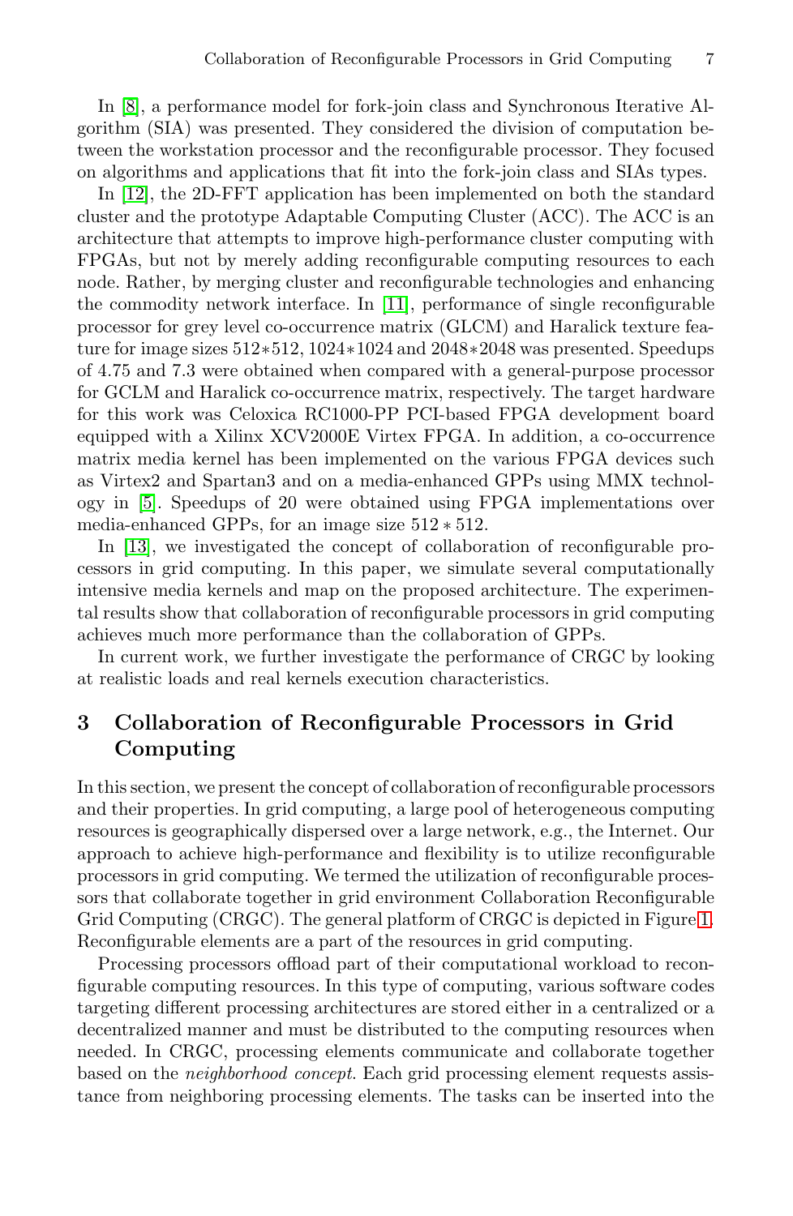In [8], a performance model for fork-join class and Synchronous Iterative Algorithm (SIA) was presented. They considered the division of computation between the workstation processor and the reconfigurable processor. They focused on algorithms and applications that fit into the fork-join class and SIAs types.

In [12], the 2D-FFT application has been implemented on both the standard cluster and the prototype Adaptable Computing Cluster (ACC). The ACC is an architecture that attempts to improve high-performance cluster computing with FPGAs, but not by merely adding reconfigurable computing resources to each node. Rather, by merging cluster and reconfigurable technologies and enhancing the commodity network interface. In [11], performance of single reconfigurable processor for grey level co-occurrence matrix (GLCM) and Haralick texture feature for image sizes $512*512$, $1024*1024$ and $2048*2048$ was presented. Speedups of 4.75 and 7.3 were obtained when compared with a general-purpose processor for GCLM and Haralick co-occurrence matrix, respectively. The target hardware for this work was Celoxica RC1000-PP PCI-based FPGA development board equipped with a Xilinx XCV2000E Virtex FPGA. In addition, a co-occurrence matrix media kernel has been implemented on the various FPGA devices such as Virtex2 and Spartan3 and on a media-enhanced GPPs using MMX technology in [5]. Speedups of 20 were obtained using FPGA implementations over media-enhanced GPPs, for an image size $512 * 512$.

In [13], we investigated the concept of collaboration of reconfigurable processors in grid computing. In this paper, we simulate several computationally intensive media kernels and map on the proposed architecture. The experimental results show that collaboration of reconfigurable processors in grid computing achieves much more performance than the collaboration of GPPs.

In current work, we further investigate the performance of CRGC by looking at realistic loads and real kernels execution characteristics.

## 3 Collaboration of Reconfigurable Processors in Grid Computing

In this section, we present the concept of collaboration of reconfigurable processors and their properties. In grid computing, a large pool of heterogeneous computing resources is geographically dispersed over a large network, e.g., the Internet. Our approach to achieve high-performance and flexibility is to utilize reconfigurable processors in grid computing. We termed the utilization of reconfigurable processors that collaborate together in grid environment Collaboration Reconfigurable Grid Computing (CRGC). The general platform of CRGC is depicted in Figure 1. Reconfigurable elements are a part of the resources in grid computing.

Processing processors offload part of their computational workload to reconfigurable computing resources. In this type of computing, various software codes targeting different processing architectures are stored either in a centralized or a decentralized manner and must be distributed to the computing resources when needed. In CRGC, processing elements communicate and collaborate together based on the *neighborhood concept*. Each grid processing element requests assistance from neighboring processing elements. The tasks can be inserted into the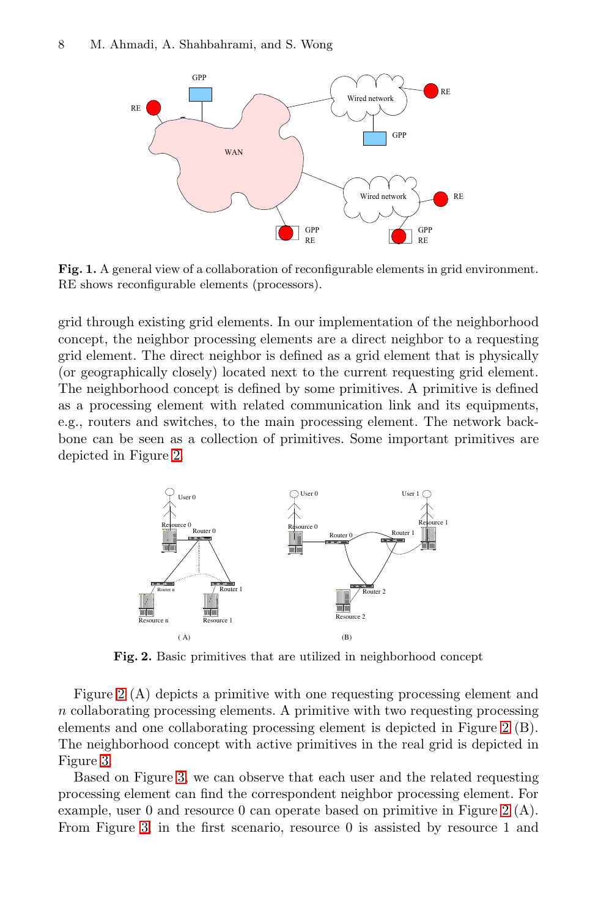**Fig. 1.** A general view of a collaboration of reconfigurable elements in grid environment. RE shows reconfigurable elements (processors).

grid through existing grid elements. In our implementation of the neighborhood concept, the neighbor processing elements are a direct neighbor to a requesting grid element. The direct neighbor is defined as a grid element that is physically (or geographically closely) located next to the current requesting grid element. The neighborhood concept is defined by some primitives. A primitive is defined as a processing element with related communication link and its equipments, e.g., routers and switches, to the main processing element. The network backbone can be seen as a collection of primitives. Some important primitives are depicted in Figure 2.

**Fig. 2.** Basic primitives that are utilized in neighborhood concept

Figure 2 (A) depicts a primitive with one requesting processing element and $n$ collaborating processing elements. A primitive with two requesting processing elements and one collaborating processing element is depicted in Figure 2 (B). The neighborhood concept with active primitives in the real grid is depicted in Figure 3.

Based on Figure 3, we can observe that each user and the related requesting processing element can find the correspondent neighbor processing element. For example, user 0 and resource 0 can operate based on primitive in Figure 2 (A). From Figure 3, in the first scenario, resource 0 is assisted by resource 1 and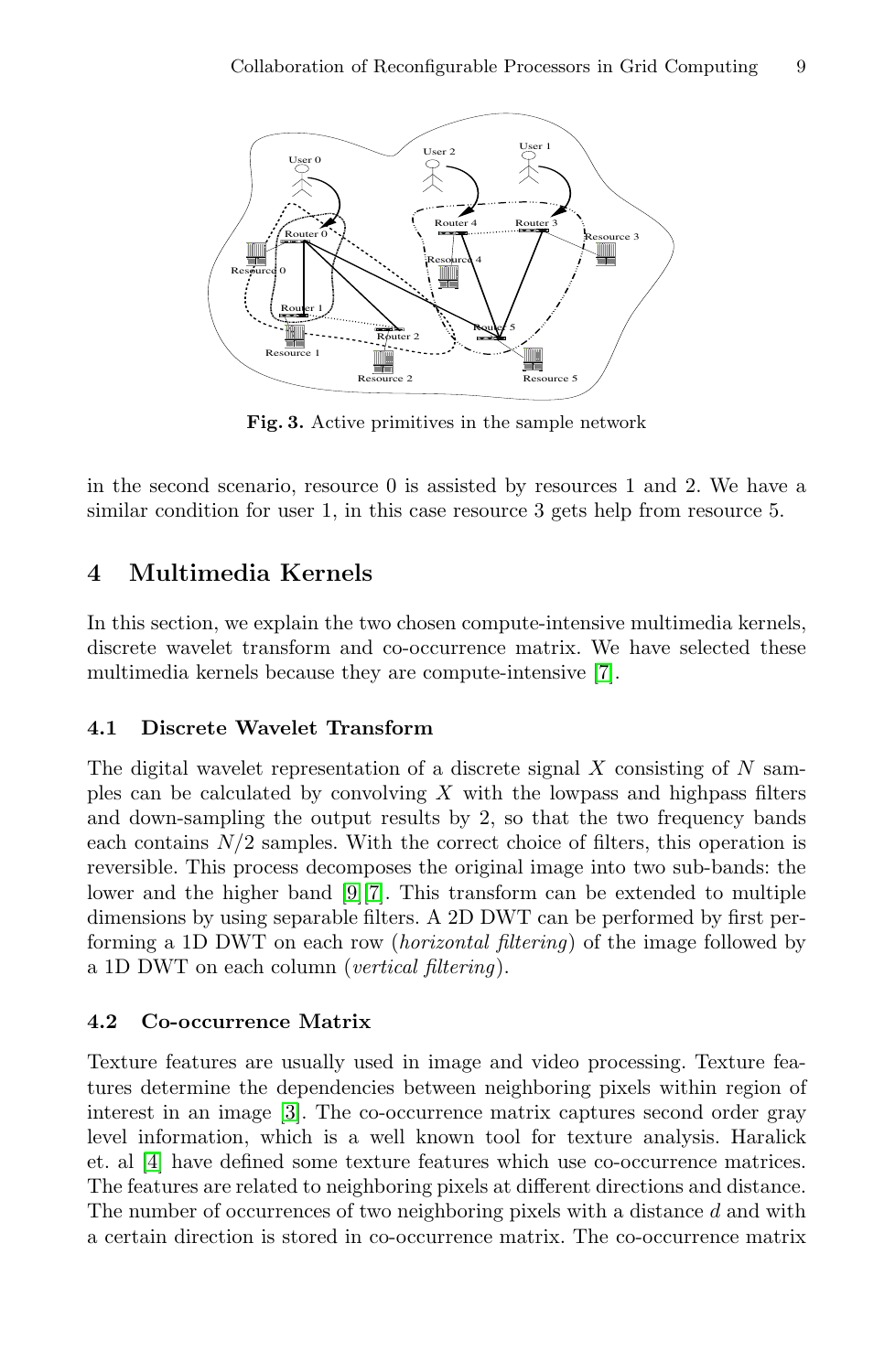Fig. 3. Active primitives in the sample network

in the second scenario, resource 0 is assisted by resources 1 and 2. We have a similar condition for user 1, in this case resource 3 gets help from resource 5.

## 4 Multimedia Kernels

In this section, we explain the two chosen compute-intensive multimedia kernels, discrete wavelet transform and co-occurrence matrix. We have selected these multimedia kernels because they are compute-intensive [7].

### 4.1 Discrete Wavelet Transform

The digital wavelet representation of a discrete signal $X$ consisting of $N$ samples can be calculated by convolving $X$ with the lowpass and highpass filters and down-sampling the output results by 2, so that the two frequency bands each contains $N/2$ samples. With the correct choice of filters, this operation is reversible. This process decomposes the original image into two sub-bands: the lower and the higher band [9][7]. This transform can be extended to multiple dimensions by using separable filters. A 2D DWT can be performed by first performing a 1D DWT on each row (*horizontal filtering*) of the image followed by a 1D DWT on each column (*vertical filtering*).

### 4.2 Co-occurrence Matrix

Texture features are usually used in image and video processing. Texture features determine the dependencies between neighboring pixels within region of interest in an image [3]. The co-occurrence matrix captures second order gray level information, which is a well known tool for texture analysis. Haralick et. al [4] have defined some texture features which use co-occurrence matrices. The features are related to neighboring pixels at different directions and distance. The number of occurrences of two neighboring pixels with a distance $d$ and with a certain direction is stored in co-occurrence matrix. The co-occurrence matrix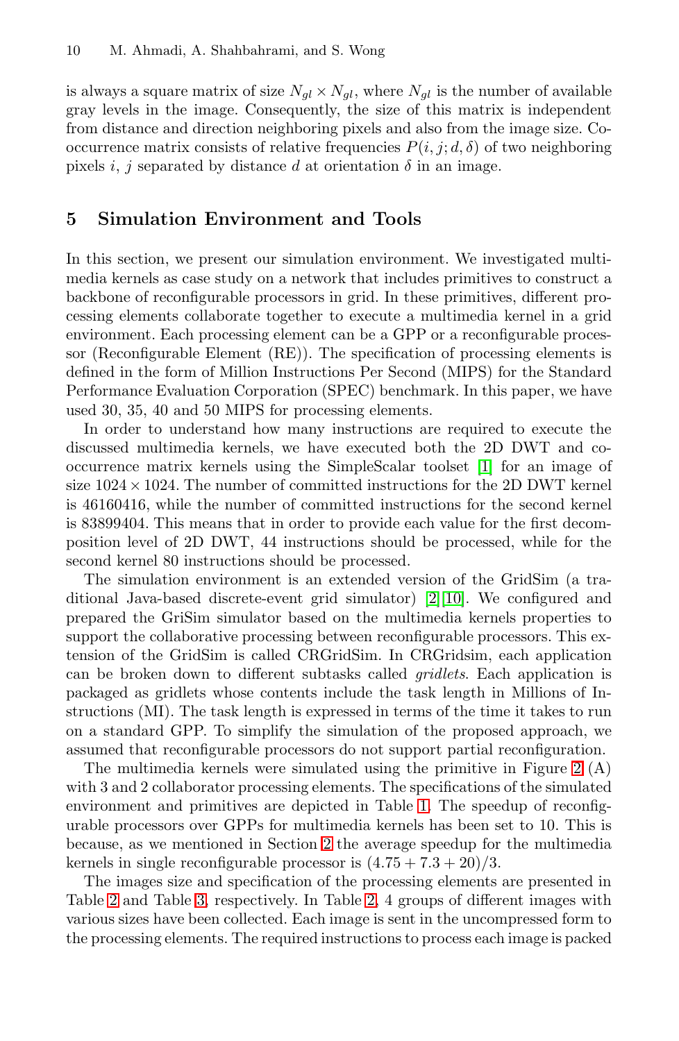is always a square matrix of size $N_{gl} \times N_{gl}$, where $N_{gl}$ is the number of available gray levels in the image. Consequently, the size of this matrix is independent from distance and direction neighboring pixels and also from the image size. Co-occurrence matrix consists of relative frequencies $P(i, j; d, \delta)$ of two neighboring pixels $i$, $j$ separated by distance $d$ at orientation $\delta$ in an image.

## 5 Simulation Environment and Tools

In this section, we present our simulation environment. We investigated multimedia kernels as case study on a network that includes primitives to construct a backbone of reconfigurable processors in grid. In these primitives, different processing elements collaborate together to execute a multimedia kernel in a grid environment. Each processing element can be a GPP or a reconfigurable processor (Reconfigurable Element (RE)). The specification of processing elements is defined in the form of Million Instructions Per Second (MIPS) for the Standard Performance Evaluation Corporation (SPEC) benchmark. In this paper, we have used 30, 35, 40 and 50 MIPS for processing elements.

In order to understand how many instructions are required to execute the discussed multimedia kernels, we have executed both the 2D DWT and co-occurrence matrix kernels using the SimpleScalar toolset [1] for an image of size $1024 \times 1024$. The number of committed instructions for the 2D DWT kernel is 46160416, while the number of committed instructions for the second kernel is 83899404. This means that in order to provide each value for the first decomposition level of 2D DWT, 44 instructions should be processed, while for the second kernel 80 instructions should be processed.

The simulation environment is an extended version of the GridSim (a traditional Java-based discrete-event grid simulator) [2][10]. We configured and prepared the GriSim simulator based on the multimedia kernels properties to support the collaborative processing between reconfigurable processors. This extension of the GridSim is called CRGridSim. In CRGridsim, each application can be broken down to different subtasks called *gridlets*. Each application is packaged as gridlets whose contents include the task length in Millions of Instructions (MI). The task length is expressed in terms of the time it takes to run on a standard GPP. To simplify the simulation of the proposed approach, we assumed that reconfigurable processors do not support partial reconfiguration.

The multimedia kernels were simulated using the primitive in Figure 2 (A) with 3 and 2 collaborator processing elements. The specifications of the simulated environment and primitives are depicted in Table 1. The speedup of reconfigurable processors over GPPs for multimedia kernels has been set to 10. This is because, as we mentioned in Section 2 the average speedup for the multimedia kernels in single reconfigurable processor is $(4.75 + 7.3 + 20)/3$.

The images size and specification of the processing elements are presented in Table 2 and Table 3, respectively. In Table 2, 4 groups of different images with various sizes have been collected. Each image is sent in the uncompressed form to the processing elements. The required instructions to process each image is packed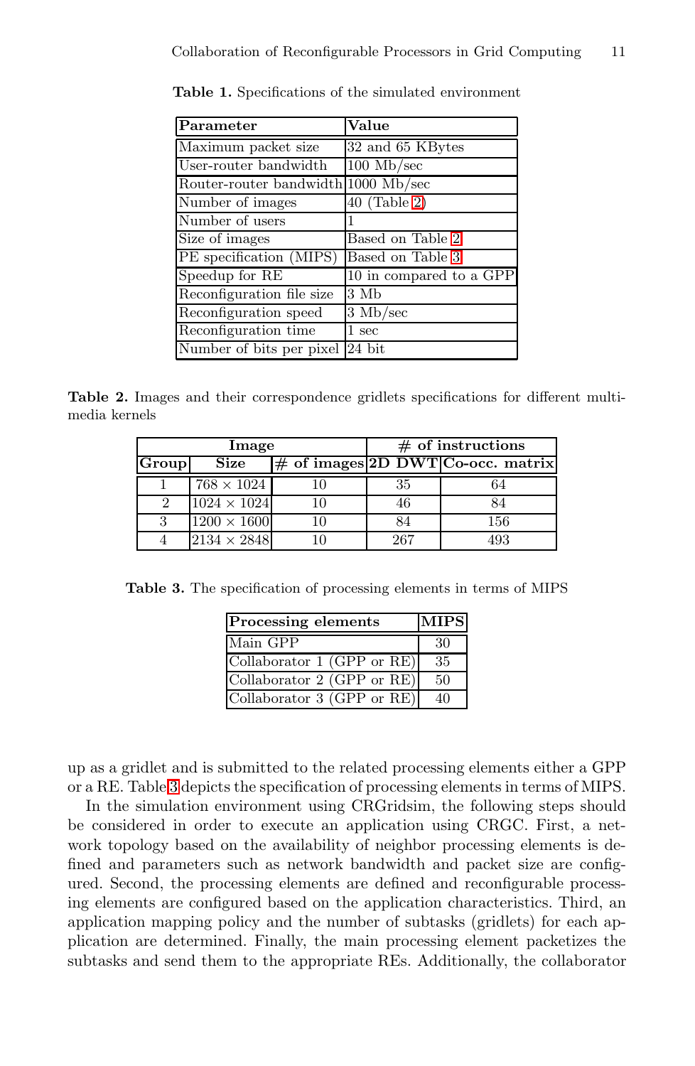**Table 1.** Specifications of the simulated environment

| Parameter | Value |
|---|---|
| Maximum packet size | 32 and 65 KBytes |
| User-router bandwidth | 100 Mb/sec |
| Router-router bandwidth | 1000 Mb/sec |
| Number of images | 40 (Table 2) |
| Number of users | 1 |
| Size of images | Based on Table 2 |
| PE specification (MIPS) | Based on Table 3 |
| Speedup for RE | 10 in compared to a GPP |
| Reconfiguration file size | 3 Mb |
| Reconfiguration speed | 3 Mb/sec |
| Reconfiguration time | 1 sec |
| Number of bits per pixel | 24 bit |

**Table 2.** Images and their correspondence gridlets specifications for different multimedia kernels

| Image | | | # of instructions | |
|---|---|---|---|---|
| Group | Size | # of images | 2D DWT | Co-occ. matrix |
| 1 | $768 \times 1024$ | 10 | 35 | 64 |
| 2 | $1024 \times 1024$ | 10 | 46 | 84 |
| 3 | $1200 \times 1600$ | 10 | 84 | 156 |
| 4 | $2134 \times 2848$ | 10 | 267 | 493 |

**Table 3.** The specification of processing elements in terms of MIPS

| Processing elements | MIPS |
|---|---|
| Main GPP | 30 |
| Collaborator 1 (GPP or RE) | 35 |
| Collaborator 2 (GPP or RE) | 50 |
| Collaborator 3 (GPP or RE) | 40 |

up as a gridlet and is submitted to the related processing elements either a GPP or a RE. Table 3 depicts the specification of processing elements in terms of MIPS.

In the simulation environment using CRGridsim, the following steps should be considered in order to execute an application using CRGC. First, a network topology based on the availability of neighbor processing elements is defined and parameters such as network bandwidth and packet size are configured. Second, the processing elements are defined and reconfigurable processing elements are configured based on the application characteristics. Third, an application mapping policy and the number of subtasks (gridlets) for each application are determined. Finally, the main processing element packetizes the subtasks and send them to the appropriate REs. Additionally, the collaborator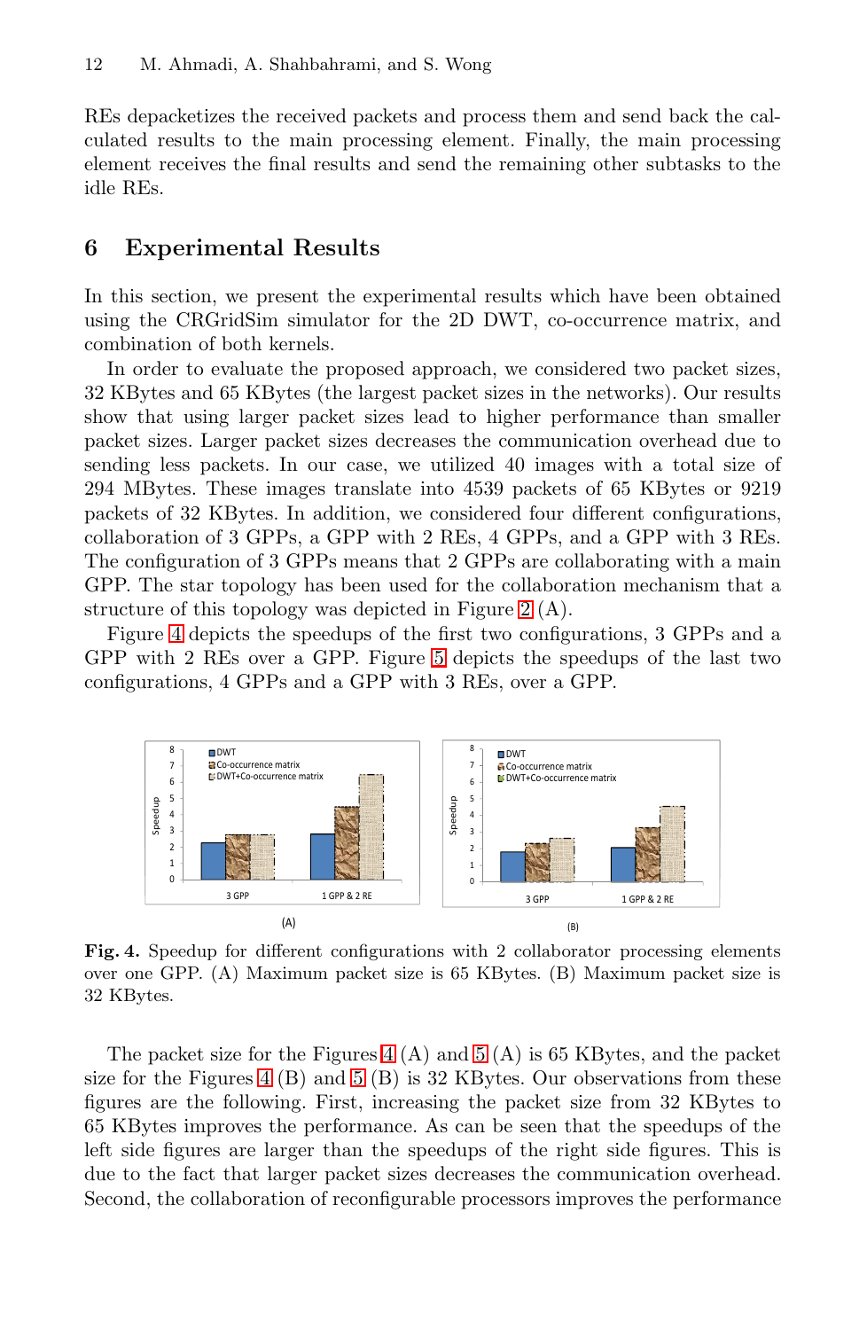REs depacketizes the received packets and process them and send back the calculated results to the main processing element. Finally, the main processing element receives the final results and send the remaining other subtasks to the idle REs.

## 6 Experimental Results

In this section, we present the experimental results which have been obtained using the CRGridSim simulator for the 2D DWT, co-occurrence matrix, and combination of both kernels.

In order to evaluate the proposed approach, we considered two packet sizes, 32 KBytes and 65 KBytes (the largest packet sizes in the networks). Our results show that using larger packet sizes lead to higher performance than smaller packet sizes. Larger packet sizes decreases the communication overhead due to sending less packets. In our case, we utilized 40 images with a total size of 294 MBytes. These images translate into 4539 packets of 65 KBytes or 9219 packets of 32 KBytes. In addition, we considered four different configurations, collaboration of 3 GPPs, a GPP with 2 REs, 4 GPPs, and a GPP with 3 REs. The configuration of 3 GPPs means that 2 GPPs are collaborating with a main GPP. The star topology has been used for the collaboration mechanism that a structure of this topology was depicted in Figure 2 (A).

Figure 4 depicts the speedups of the first two configurations, 3 GPPs and a GPP with 2 REs over a GPP. Figure 5 depicts the speedups of the last two configurations, 4 GPPs and a GPP with 3 REs, over a GPP.

**Fig. 4.** Speedup for different configurations with 2 collaborator processing elements over one GPP. (A) Maximum packet size is 65 KBytes. (B) Maximum packet size is 32 KBytes.

The packet size for the Figures 4 (A) and 5 (A) is 65 KBytes, and the packet size for the Figures 4 (B) and 5 (B) is 32 KBytes. Our observations from these figures are the following. First, increasing the packet size from 32 KBytes to 65 KBytes improves the performance. As can be seen that the speedups of the left side figures are larger than the speedups of the right side figures. This is due to the fact that larger packet sizes decreases the communication overhead. Second, the collaboration of reconfigurable processors improves the performance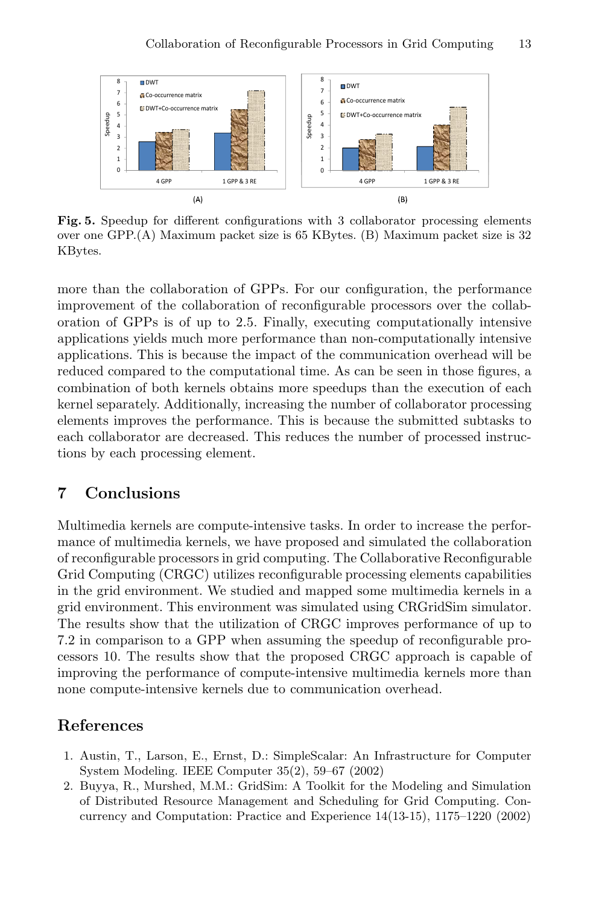**Fig. 5.** Speedup for different configurations with 3 collaborator processing elements over one GPP.(A) Maximum packet size is 65 KBytes. (B) Maximum packet size is 32 KBytes.

more than the collaboration of GPPs. For our configuration, the performance improvement of the collaboration of reconfigurable processors over the collaboration of GPPs is of up to 2.5. Finally, executing computationally intensive applications yields much more performance than non-computationally intensive applications. This is because the impact of the communication overhead will be reduced compared to the computational time. As can be seen in those figures, a combination of both kernels obtains more speedups than the execution of each kernel separately. Additionally, increasing the number of collaborator processing elements improves the performance. This is because the submitted subtasks to each collaborator are decreased. This reduces the number of processed instructions by each processing element.

## 7 Conclusions

Multimedia kernels are compute-intensive tasks. In order to increase the performance of multimedia kernels, we have proposed and simulated the collaboration of reconfigurable processors in grid computing. The Collaborative Reconfigurable Grid Computing (CRGC) utilizes reconfigurable processing elements capabilities in the grid environment. We studied and mapped some multimedia kernels in a grid environment. This environment was simulated using CRGridSim simulator. The results show that the utilization of CRGC improves performance of up to 7.2 in comparison to a GPP when assuming the speedup of reconfigurable processors 10. The results show that the proposed CRGC approach is capable of improving the performance of compute-intensive multimedia kernels more than none compute-intensive kernels due to communication overhead.

## References

1. Austin, T., Larson, E., Ernst, D.: SimpleScalar: An Infrastructure for Computer System Modeling. IEEE Computer 35(2), 59–67 (2002)
2. Buyya, R., Murshed, M.M.: GridSim: A Toolkit for the Modeling and Simulation of Distributed Resource Management and Scheduling for Grid Computing. Concurrency and Computation: Practice and Experience 14(13-15), 1175–1220 (2002)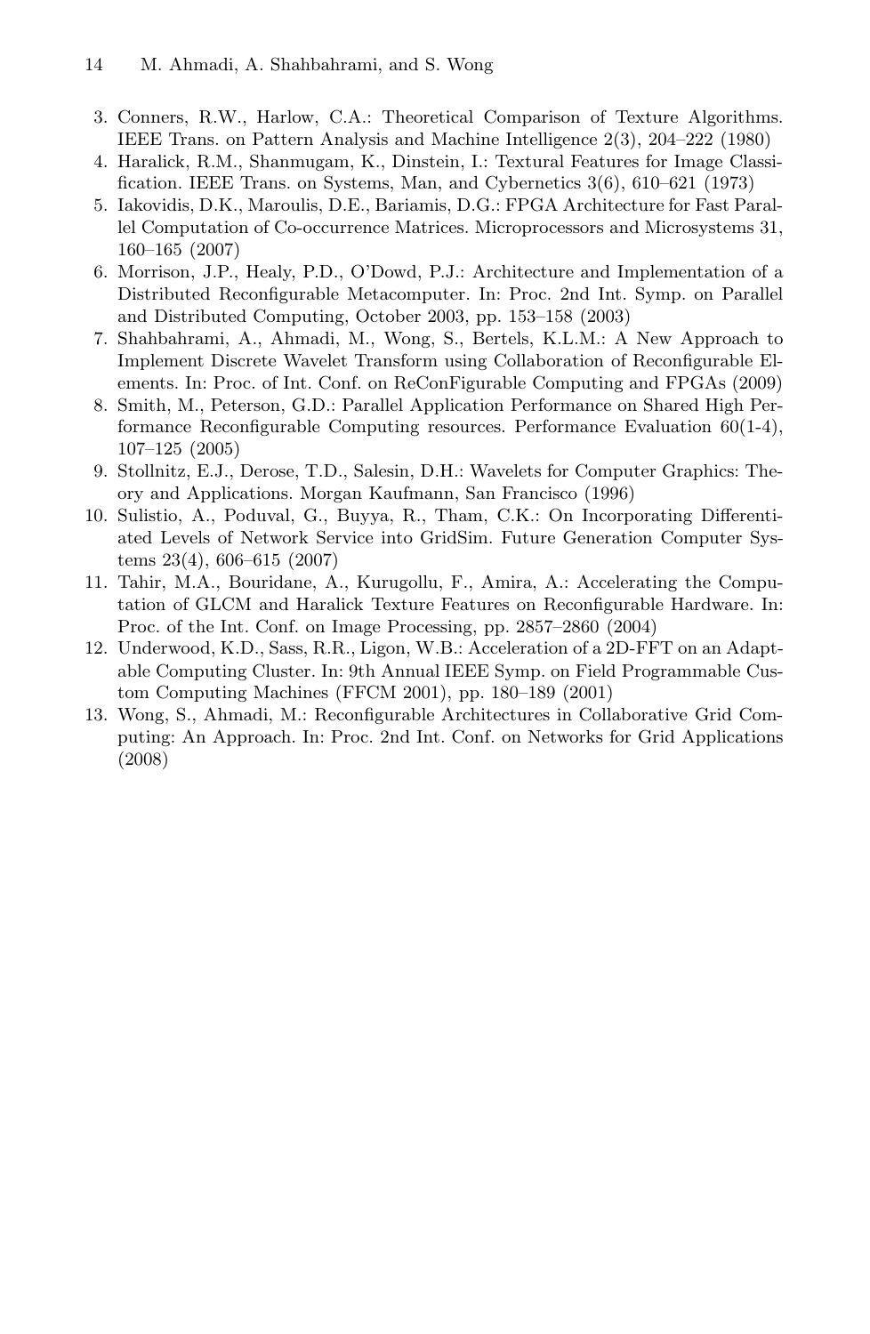3. Conners, R.W., Harlow, C.A.: Theoretical Comparison of Texture Algorithms. IEEE Trans. on Pattern Analysis and Machine Intelligence 2(3), 204–222 (1980)
4. Haralick, R.M., Shanmugam, K., Dinstein, I.: Textural Features for Image Classification. IEEE Trans. on Systems, Man, and Cybernetics 3(6), 610–621 (1973)
5. Iakovidis, D.K., Maroulis, D.E., Bariamis, D.G.: FPGA Architecture for Fast Parallel Computation of Co-occurrence Matrices. Microprocessors and Microsystems 31, 160–165 (2007)
6. Morrison, J.P., Healy, P.D., O'Dowd, P.J.: Architecture and Implementation of a Distributed Reconfigurable Metacomputer. In: Proc. 2nd Int. Symp. on Parallel and Distributed Computing, October 2003, pp. 153–158 (2003)
7. Shahbahrami, A., Ahmadi, M., Wong, S., Bertels, K.L.M.: A New Approach to Implement Discrete Wavelet Transform using Collaboration of Reconfigurable Elements. In: Proc. of Int. Conf. on ReConFigurable Computing and FPGAs (2009)
8. Smith, M., Peterson, G.D.: Parallel Application Performance on Shared High Performance Reconfigurable Computing resources. Performance Evaluation 60(1-4), 107–125 (2005)
9. Stollnitz, E.J., Derose, T.D., Salesin, D.H.: Wavelets for Computer Graphics: Theory and Applications. Morgan Kaufmann, San Francisco (1996)
10. Sulistio, A., Poduval, G., Buyya, R., Tham, C.K.: On Incorporating Differentiated Levels of Network Service into GridSim. Future Generation Computer Systems 23(4), 606–615 (2007)
11. Tahir, M.A., Bouridane, A., Kurugollu, F., Amira, A.: Accelerating the Computation of GLCM and Haralick Texture Features on Reconfigurable Hardware. In: Proc. of the Int. Conf. on Image Processing, pp. 2857–2860 (2004)
12. Underwood, K.D., Sass, R.R., Ligon, W.B.: Acceleration of a 2D-FFT on an Adaptable Computing Cluster. In: 9th Annual IEEE Symp. on Field Programmable Custom Computing Machines (FFCM 2001), pp. 180–189 (2001)
13. Wong, S., Ahmadi, M.: Reconfigurable Architectures in Collaborative Grid Computing: An Approach. In: Proc. 2nd Int. Conf. on Networks for Grid Applications (2008)